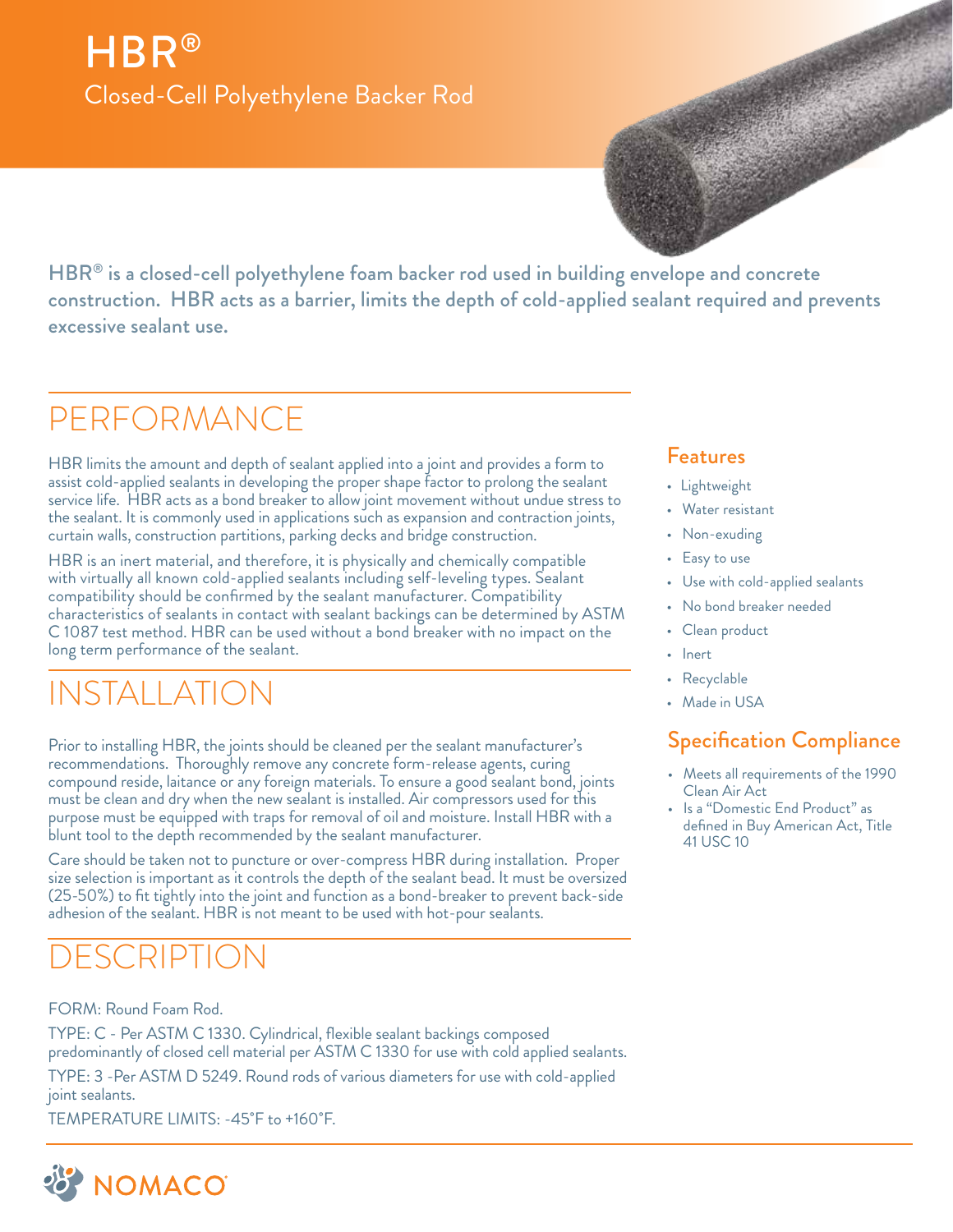# HBR®

Closed-Cell Polyethylene Backer Rod

**HBR® is a closed-cell polyethylene foam backer rod used in building envelope and concrete construction. HBR acts as a barrier, limits the depth of cold-applied sealant required and prevents excessive sealant use.**

## PERFORMANCE

HBR limits the amount and depth of sealant applied into a joint and provides a form to assist cold-applied sealants in developing the proper shape factor to prolong the sealant service life. HBR acts as a bond breaker to allow joint movement without undue stress to the sealant. It is commonly used in applications such as expansion and contraction joints, curtain walls, construction partitions, parking decks and bridge construction.

HBR is an inert material, and therefore, it is physically and chemically compatible with virtually all known cold-applied sealants including self-leveling types. Sealant compatibility should be confirmed by the sealant manufacturer. Compatibility characteristics of sealants in contact with sealant backings can be determined by ASTM C 1087 test method. HBR can be used without a bond breaker with no impact on the long term performance of the sealant.

## INSTALLATION

Prior to installing HBR, the joints should be cleaned per the sealant manufacturer's recommendations. Thoroughly remove any concrete form-release agents, curing compound reside, laitance or any foreign materials. To ensure a good sealant bond, joints must be clean and dry when the new sealant is installed. Air compressors used for this purpose must be equipped with traps for removal of oil and moisture. Install HBR with a blunt tool to the depth recommended by the sealant manufacturer.

Care should be taken not to puncture or over-compress HBR during installation. Proper size selection is important as it controls the depth of the sealant bead. It must be oversized (25-50%) to fit tightly into the joint and function as a bond-breaker to prevent back-side adhesion of the sealant. HBR is not meant to be used with hot-pour sealants.

## DESCRIPTION

FORM: Round Foam Rod.

TYPE: C - Per ASTM C 1330. Cylindrical, flexible sealant backings composed predominantly of closed cell material per ASTM C 1330 for use with cold applied sealants.

TYPE: 3 -Per ASTM D 5249. Round rods of various diameters for use with cold-applied joint sealants.

TEMPERATURE LIMITS: -45°F to +160°F.

### Features

- Lightweight
- Water resistant
- Non-exuding
- Easy to use
- Use with cold-applied sealants
- No bond breaker needed
- Clean product
- Inert
- Recyclable
- Made in USA

### Specification Compliance

- Meets all requirements of the 1990 Clean Air Act
- Is a "Domestic End Product" as defined in Buy American Act, Title 41 USC 10

NOMACO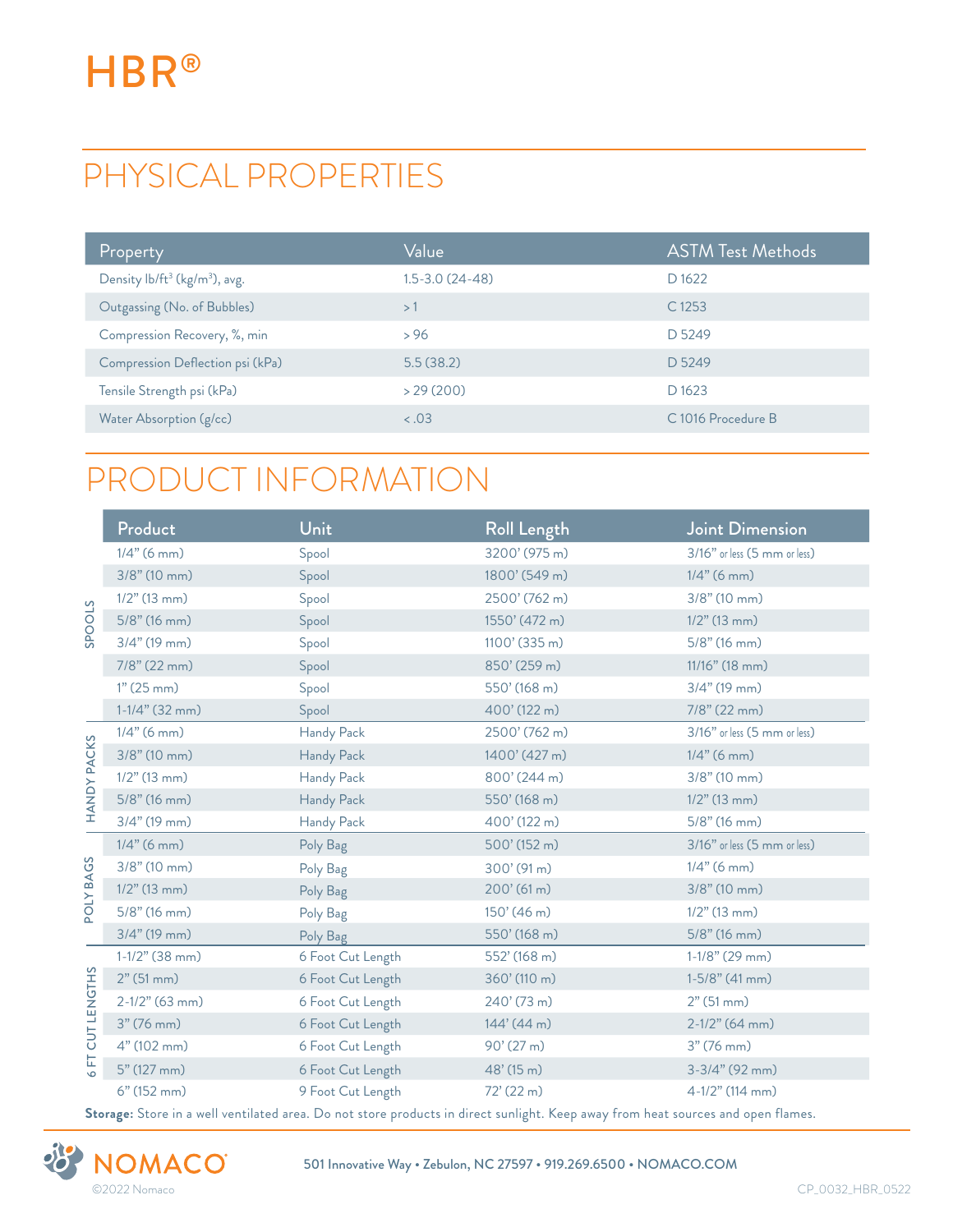# HBR®

## PHYSICAL PROPERTIES

| Property | Value | ASTM Test Methods |
|---|---|---|
| Density lb/ft$^3$ (kg/m$^3$), avg. | 1.5-3.0 (24-48) | D 1622 |
| Outgassing (No. of Bubbles) | > 1 | C 1253 |
| Compression Recovery, %, min | > 96 | D 5249 |
| Compression Deflection psi (kPa) | 5.5 (38.2) | D 5249 |
| Tensile Strength psi (kPa) | > 29 (200) | D 1623 |
| Water Absorption (g/cc) | < .03 | C 1016 Procedure B |

## PRODUCT INFORMATION

| | Product | Unit | Roll Length | Joint Dimension |
|---|---|---|---|---|
| SPOOLS | 1/4" (6 mm) | Spool | 3200' (975 m) | 3/16" or less (5 mm or less) |
| | 3/8" (10 mm) | Spool | 1800' (549 m) | 1/4" (6 mm) |
| | 1/2" (13 mm) | Spool | 2500' (762 m) | 3/8" (10 mm) |
| | 5/8" (16 mm) | Spool | 1550' (472 m) | 1/2" (13 mm) |
| | 3/4" (19 mm) | Spool | 1100' (335 m) | 5/8" (16 mm) |
| | 7/8" (22 mm) | Spool | 850' (259 m) | 11/16" (18 mm) |
| | 1" (25 mm) | Spool | 550' (168 m) | 3/4" (19 mm) |
| | 1-1/4" (32 mm) | Spool | 400' (122 m) | 7/8" (22 mm) |
| HANDY PACKS | 1/4" (6 mm) | Handy Pack | 2500' (762 m) | 3/16" or less (5 mm or less) |
| | 3/8" (10 mm) | Handy Pack | 1400' (427 m) | 1/4" (6 mm) |
| | 1/2" (13 mm) | Handy Pack | 800' (244 m) | 3/8" (10 mm) |
| | 5/8" (16 mm) | Handy Pack | 550' (168 m) | 1/2" (13 mm) |
| | 3/4" (19 mm) | Handy Pack | 400' (122 m) | 5/8" (16 mm) |
| POLY BAGS | 1/4" (6 mm) | Poly Bag | 500' (152 m) | 3/16" or less (5 mm or less) |
| | 3/8" (10 mm) | Poly Bag | 300' (91 m) | 1/4" (6 mm) |
| | 1/2" (13 mm) | Poly Bag | 200' (61 m) | 3/8" (10 mm) |
| | 5/8" (16 mm) | Poly Bag | 150' (46 m) | 1/2" (13 mm) |
| | 3/4" (19 mm) | Poly Bag | 550' (168 m) | 5/8" (16 mm) |
| 6 FT CUT LENGTHS | 1-1/2" (38 mm) | 6 Foot Cut Length | 552' (168 m) | 1-1/8" (29 mm) |
| | 2" (51 mm) | 6 Foot Cut Length | 360' (110 m) | 1-5/8" (41 mm) |
| | 2-1/2" (63 mm) | 6 Foot Cut Length | 240' (73 m) | 2" (51 mm) |
| | 3" (76 mm) | 6 Foot Cut Length | 144' (44 m) | 2-1/2" (64 mm) |
| | 4" (102 mm) | 6 Foot Cut Length | 90' (27 m) | 3" (76 mm) |
| | 5" (127 mm) | 6 Foot Cut Length | 48' (15 m) | 3-3/4" (92 mm) |
| | 6" (152 mm) | 9 Foot Cut Length | 72' (22 m) | 4-1/2" (114 mm) |

**Storage:** Store in a well ventilated area. Do not store products in direct sunlight. Keep away from heat sources and open flames.

NOMACO

501 Innovative Way • Zebulon, NC 27597 • 919.269.6500 • NOMACO.COM

©2022 Nomaco

CP_0032_HBR_0522